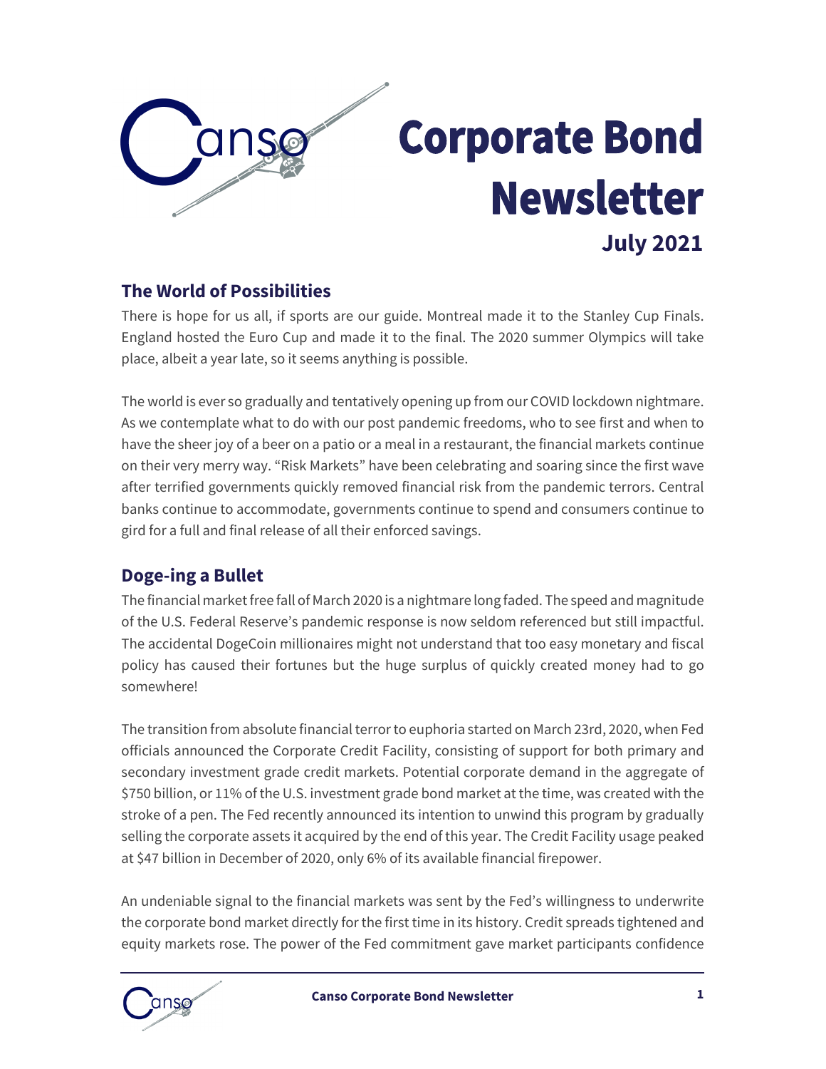# Corporate Bond Newsletter

**July 2021**

## The World of Possibilities

There is hope for us all, if sports are our guide. Montreal made it to the Stanley Cup Finals. England hosted the Euro Cup and made it to the final. The 2020 summer Olympics will take place, albeit a year late, so it seems anything is possible.

The world is ever so gradually and tentatively opening up from our COVID lockdown nightmare. As we contemplate what to do with our post pandemic freedoms, who to see first and when to have the sheer joy of a beer on a patio or a meal in a restaurant, the financial markets continue on their very merry way. "Risk Markets" have been celebrating and soaring since the first wave after terrified governments quickly removed financial risk from the pandemic terrors. Central banks continue to accommodate, governments continue to spend and consumers continue to gird for a full and final release of all their enforced savings.

## Doge-ing a Bullet

The financial market free fall of March 2020 is a nightmare long faded. The speed and magnitude of the U.S. Federal Reserve's pandemic response is now seldom referenced but still impactful. The accidental DogeCoin millionaires might not understand that too easy monetary and fiscal policy has caused their fortunes but the huge surplus of quickly created money had to go somewhere!

The transition from absolute financial terror to euphoria started on March 23rd, 2020, when Fed officials announced the Corporate Credit Facility, consisting of support for both primary and secondary investment grade credit markets. Potential corporate demand in the aggregate of $750 billion, or 11% of the U.S. investment grade bond market at the time, was created with the stroke of a pen. The Fed recently announced its intention to unwind this program by gradually selling the corporate assets it acquired by the end of this year. The Credit Facility usage peaked at $47 billion in December of 2020, only 6% of its available financial firepower.

An undeniable signal to the financial markets was sent by the Fed's willingness to underwrite the corporate bond market directly for the first time in its history. Credit spreads tightened and equity markets rose. The power of the Fed commitment gave market participants confidence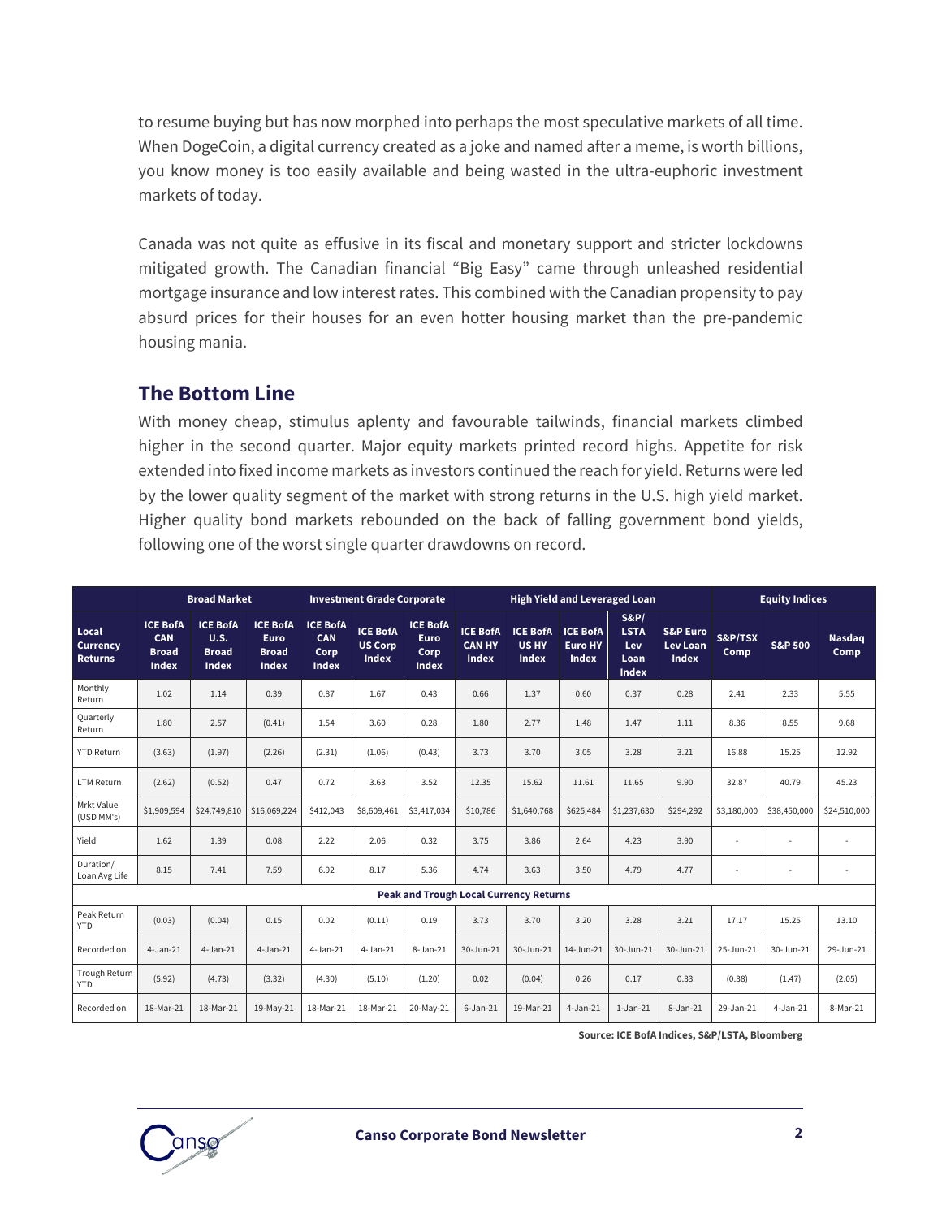to resume buying but has now morphed into perhaps the most speculative markets of all time. When DogeCoin, a digital currency created as a joke and named after a meme, is worth billions, you know money is too easily available and being wasted in the ultra-euphoric investment markets of today.

Canada was not quite as effusive in its fiscal and monetary support and stricter lockdowns mitigated growth. The Canadian financial "Big Easy" came through unleashed residential mortgage insurance and low interest rates. This combined with the Canadian propensity to pay absurd prices for their houses for an even hotter housing market than the pre-pandemic housing mania.

## The Bottom Line

With money cheap, stimulus aplenty and favourable tailwinds, financial markets climbed higher in the second quarter. Major equity markets printed record highs. Appetite for risk extended into fixed income markets as investors continued the reach for yield. Returns were led by the lower quality segment of the market with strong returns in the U.S. high yield market. Higher quality bond markets rebounded on the back of falling government bond yields, following one of the worst single quarter drawdowns on record.

| | Broad Market | | | Investment Grade Corporate | | | High Yield and Leveraged Loan | | | | | Equity Indices | | |
|---|---|---|---|---|---|---|---|---|---|---|---|---|---|---|
| **Local Currency Returns** | **ICE BofA CAN Broad Index** | **ICE BofA U.S. Broad Index** | **ICE BofA Euro Broad Index** | **ICE BofA CAN Corp Index** | **ICE BofA US Corp Index** | **ICE BofA Euro Corp Index** | **ICE BofA CAN HY Index** | **ICE BofA US HY Index** | **ICE BofA Euro HY Index** | **S&P/ LSTA Lev Loan Index** | **S&P Euro Lev Loan Index** | **S&P/TSX Comp** | **S&P 500** | **Nasdaq Comp** |
| Monthly Return | 1.02 | 1.14 | 0.39 | 0.87 | 1.67 | 0.43 | 0.66 | 1.37 | 0.60 | 0.37 | 0.28 | 2.41 | 2.33 | 5.55 |
| Quarterly Return | 1.80 | 2.57 | (0.41) | 1.54 | 3.60 | 0.28 | 1.80 | 2.77 | 1.48 | 1.47 | 1.11 | 8.36 | 8.55 | 9.68 |
| YTD Return | (3.63) | (1.97) | (2.26) | (2.31) | (1.06) | (0.43) | 3.73 | 3.70 | 3.05 | 3.28 | 3.21 | 16.88 | 15.25 | 12.92 |
| LTM Return | (2.62) | (0.52) | 0.47 | 0.72 | 3.63 | 3.52 | 12.35 | 15.62 | 11.61 | 11.65 | 9.90 | 32.87 | 40.79 | 45.23 |
| Mrkt Value (USD MM's) | $1,909,594 | $24,749,810 | $16,069,224 | $412,043 | $8,609,461 | $3,417,034 | $10,786 | $1,640,768 | $625,484 | $1,237,630 | $294,292 | $3,180,000 | $38,450,000 | $24,510,000 |
| Yield | 1.62 | 1.39 | 0.08 | 2.22 | 2.06 | 0.32 | 3.75 | 3.86 | 2.64 | 4.23 | 3.90 | - | - | - |
| Duration/ Loan Avg Life | 8.15 | 7.41 | 7.59 | 6.92 | 8.17 | 5.36 | 4.74 | 3.63 | 3.50 | 4.79 | 4.77 | - | - | - |
| **Peak and Trough Local Currency Returns** | | | | | | | | | | | | | | |
| Peak Return YTD | (0.03) | (0.04) | 0.15 | 0.02 | (0.11) | 0.19 | 3.73 | 3.70 | 3.20 | 3.28 | 3.21 | 17.17 | 15.25 | 13.10 |
| Recorded on | 4-Jan-21 | 4-Jan-21 | 4-Jan-21 | 4-Jan-21 | 4-Jan-21 | 8-Jan-21 | 30-Jun-21 | 30-Jun-21 | 14-Jun-21 | 30-Jun-21 | 30-Jun-21 | 25-Jun-21 | 30-Jun-21 | 29-Jun-21 |
| Trough Return YTD | (5.92) | (4.73) | (3.32) | (4.30) | (5.10) | (1.20) | 0.02 | (0.04) | 0.26 | 0.17 | 0.33 | (0.38) | (1.47) | (2.05) |
| Recorded on | 18-Mar-21 | 18-Mar-21 | 19-May-21 | 18-Mar-21 | 18-Mar-21 | 20-May-21 | 6-Jan-21 | 19-Mar-21 | 4-Jan-21 | 1-Jan-21 | 8-Jan-21 | 29-Jan-21 | 4-Jan-21 | 8-Mar-21 |

**Source: ICE BofA Indices, S&P/LSTA, Bloomberg**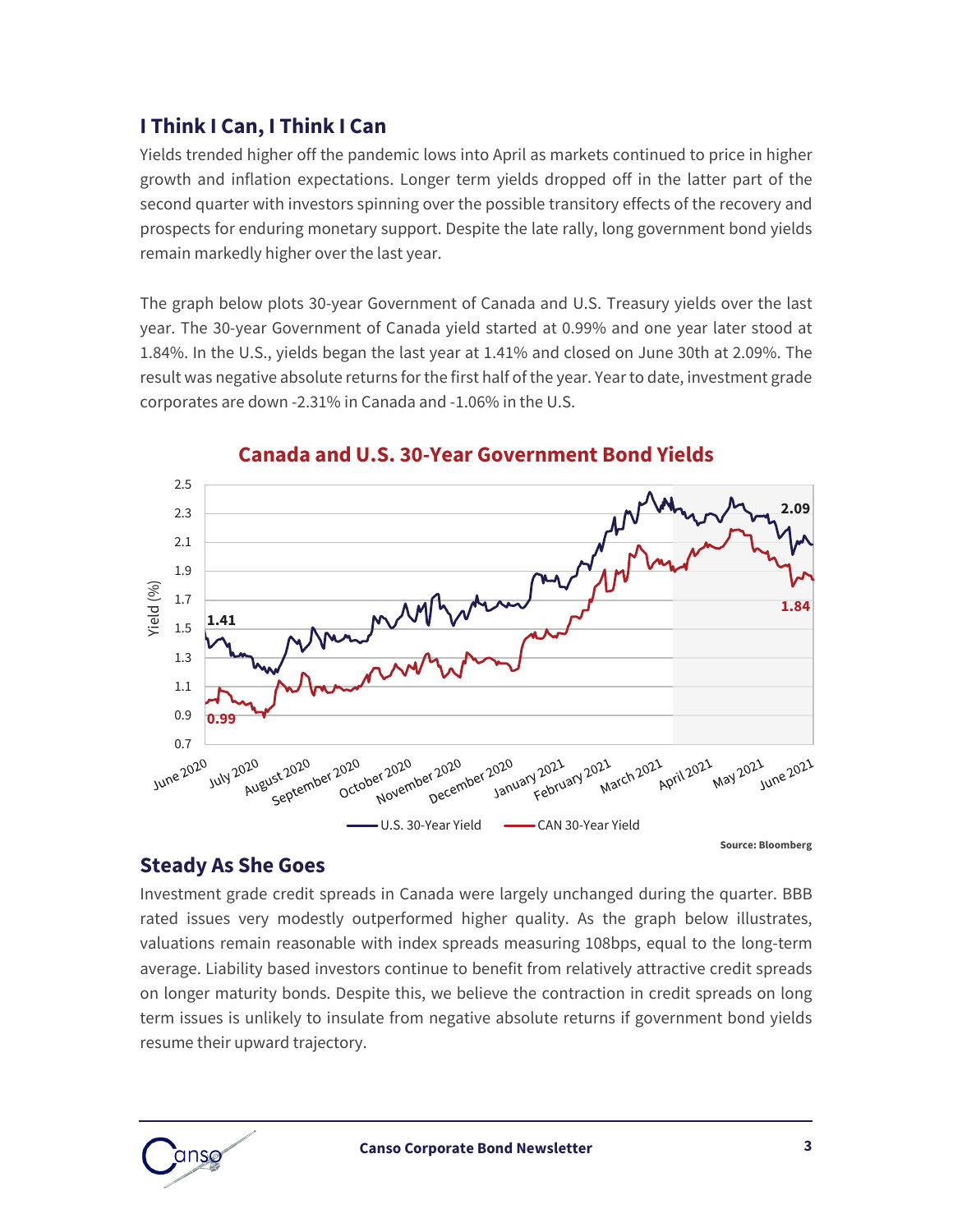## I Think I Can, I Think I Can

Yields trended higher off the pandemic lows into April as markets continued to price in higher growth and inflation expectations. Longer term yields dropped off in the latter part of the second quarter with investors spinning over the possible transitory effects of the recovery and prospects for enduring monetary support. Despite the late rally, long government bond yields remain markedly higher over the last year.

The graph below plots 30-year Government of Canada and U.S. Treasury yields over the last year. The 30-year Government of Canada yield started at 0.99% and one year later stood at 1.84%. In the U.S., yields began the last year at 1.41% and closed on June 30th at 2.09%. The result was negative absolute returns for the first half of the year. Year to date, investment grade corporates are down -2.31% in Canada and -1.06% in the U.S.

**Canada and U.S. 30-Year Government Bond Yields**

Source: Bloomberg

## Steady As She Goes

Investment grade credit spreads in Canada were largely unchanged during the quarter. BBB rated issues very modestly outperformed higher quality. As the graph below illustrates, valuations remain reasonable with index spreads measuring 108bps, equal to the long-term average. Liability based investors continue to benefit from relatively attractive credit spreads on longer maturity bonds. Despite this, we believe the contraction in credit spreads on long term issues is unlikely to insulate from negative absolute returns if government bond yields resume their upward trajectory.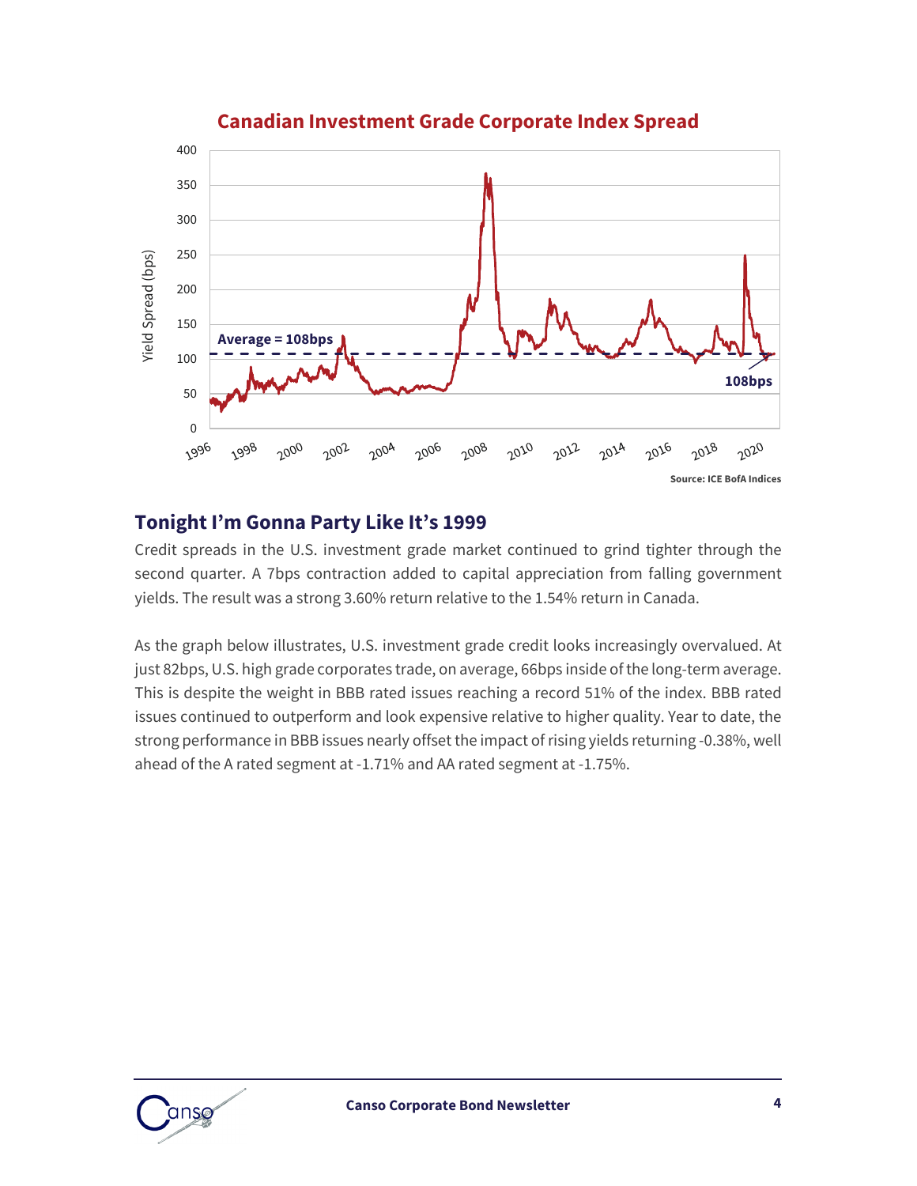**Canadian Investment Grade Corporate Index Spread**

Yield Spread (bps)

Average = 108bps

108bps

Source: ICE BofA Indices

## Tonight I'm Gonna Party Like It's 1999

Credit spreads in the U.S. investment grade market continued to grind tighter through the second quarter. A 7bps contraction added to capital appreciation from falling government yields. The result was a strong 3.60% return relative to the 1.54% return in Canada.

As the graph below illustrates, U.S. investment grade credit looks increasingly overvalued. At just 82bps, U.S. high grade corporates trade, on average, 66bps inside of the long-term average. This is despite the weight in BBB rated issues reaching a record 51% of the index. BBB rated issues continued to outperform and look expensive relative to higher quality. Year to date, the strong performance in BBB issues nearly offset the impact of rising yields returning -0.38%, well ahead of the A rated segment at -1.71% and AA rated segment at -1.75%.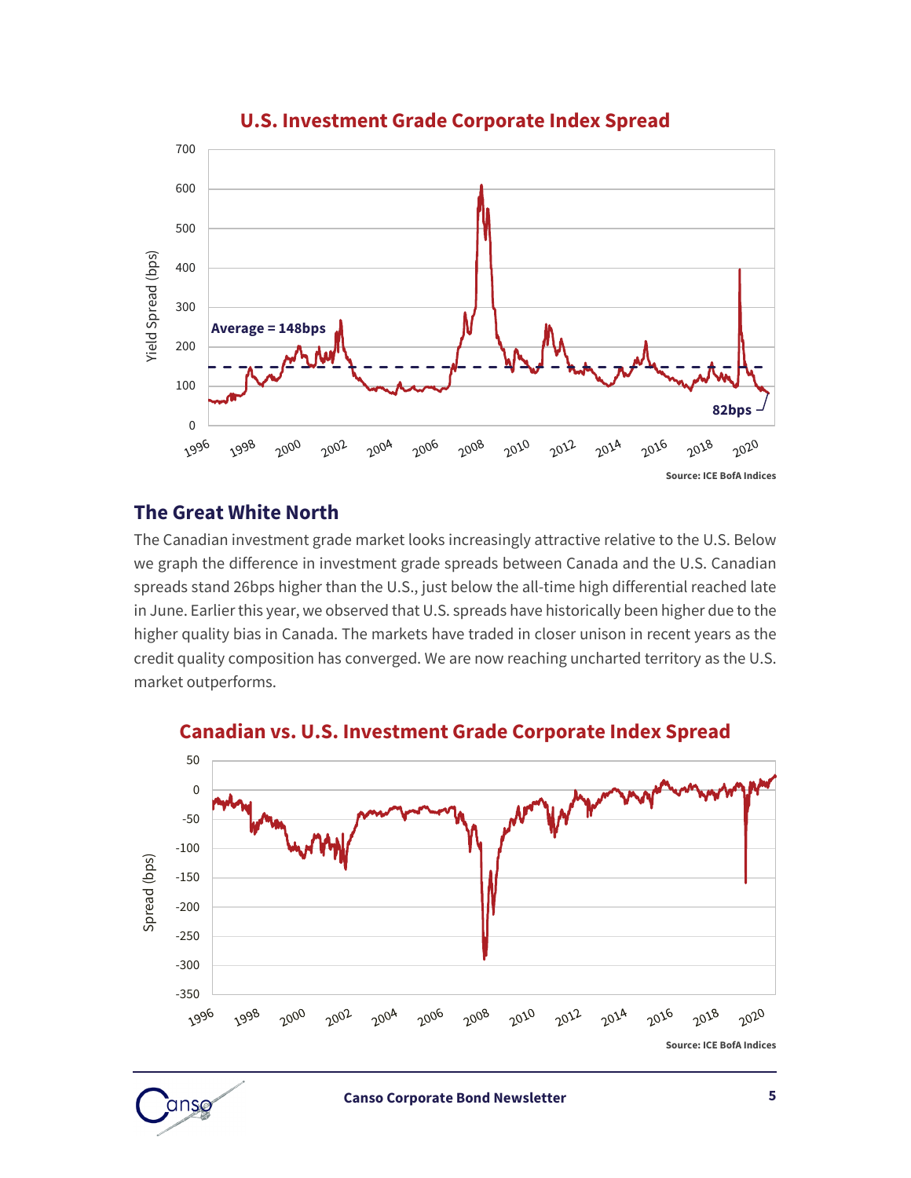**U.S. Investment Grade Corporate Index Spread**

Source: ICE BofA Indices

## The Great White North

The Canadian investment grade market looks increasingly attractive relative to the U.S. Below we graph the difference in investment grade spreads between Canada and the U.S. Canadian spreads stand 26bps higher than the U.S., just below the all-time high differential reached late in June. Earlier this year, we observed that U.S. spreads have historically been higher due to the higher quality bias in Canada. The markets have traded in closer unison in recent years as the credit quality composition has converged. We are now reaching uncharted territory as the U.S. market outperforms.

**Canadian vs. U.S. Investment Grade Corporate Index Spread**

Source: ICE BofA Indices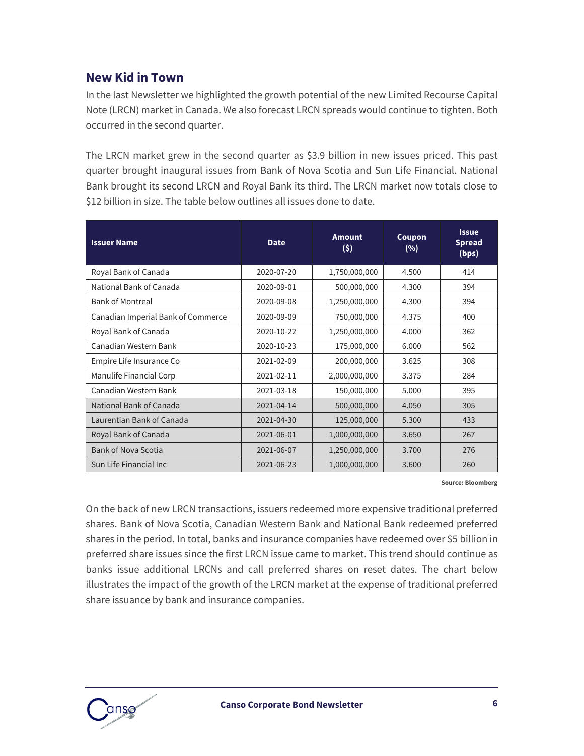## New Kid in Town

In the last Newsletter we highlighted the growth potential of the new Limited Recourse Capital Note (LRCN) market in Canada. We also forecast LRCN spreads would continue to tighten. Both occurred in the second quarter.

The LRCN market grew in the second quarter as $3.9 billion in new issues priced. This past quarter brought inaugural issues from Bank of Nova Scotia and Sun Life Financial. National Bank brought its second LRCN and Royal Bank its third. The LRCN market now totals close to $12 billion in size. The table below outlines all issues done to date.

| Issuer Name | Date | Amount ($) | Coupon (%) | Issue Spread (bps) |
|---|---|---|---|---|
| Royal Bank of Canada | 2020-07-20 | 1,750,000,000 | 4.500 | 414 |
| National Bank of Canada | 2020-09-01 | 500,000,000 | 4.300 | 394 |
| Bank of Montreal | 2020-09-08 | 1,250,000,000 | 4.300 | 394 |
| Canadian Imperial Bank of Commerce | 2020-09-09 | 750,000,000 | 4.375 | 400 |
| Royal Bank of Canada | 2020-10-22 | 1,250,000,000 | 4.000 | 362 |
| Canadian Western Bank | 2020-10-23 | 175,000,000 | 6.000 | 562 |
| Empire Life Insurance Co | 2021-02-09 | 200,000,000 | 3.625 | 308 |
| Manulife Financial Corp | 2021-02-11 | 2,000,000,000 | 3.375 | 284 |
| Canadian Western Bank | 2021-03-18 | 150,000,000 | 5.000 | 395 |
| National Bank of Canada | 2021-04-14 | 500,000,000 | 4.050 | 305 |
| Laurentian Bank of Canada | 2021-04-30 | 125,000,000 | 5.300 | 433 |
| Royal Bank of Canada | 2021-06-01 | 1,000,000,000 | 3.650 | 267 |
| Bank of Nova Scotia | 2021-06-07 | 1,250,000,000 | 3.700 | 276 |
| Sun Life Financial Inc | 2021-06-23 | 1,000,000,000 | 3.600 | 260 |

**Source: Bloomberg**

On the back of new LRCN transactions, issuers redeemed more expensive traditional preferred shares. Bank of Nova Scotia, Canadian Western Bank and National Bank redeemed preferred shares in the period. In total, banks and insurance companies have redeemed over $5 billion in preferred share issues since the first LRCN issue came to market. This trend should continue as banks issue additional LRCNs and call preferred shares on reset dates. The chart below illustrates the impact of the growth of the LRCN market at the expense of traditional preferred share issuance by bank and insurance companies.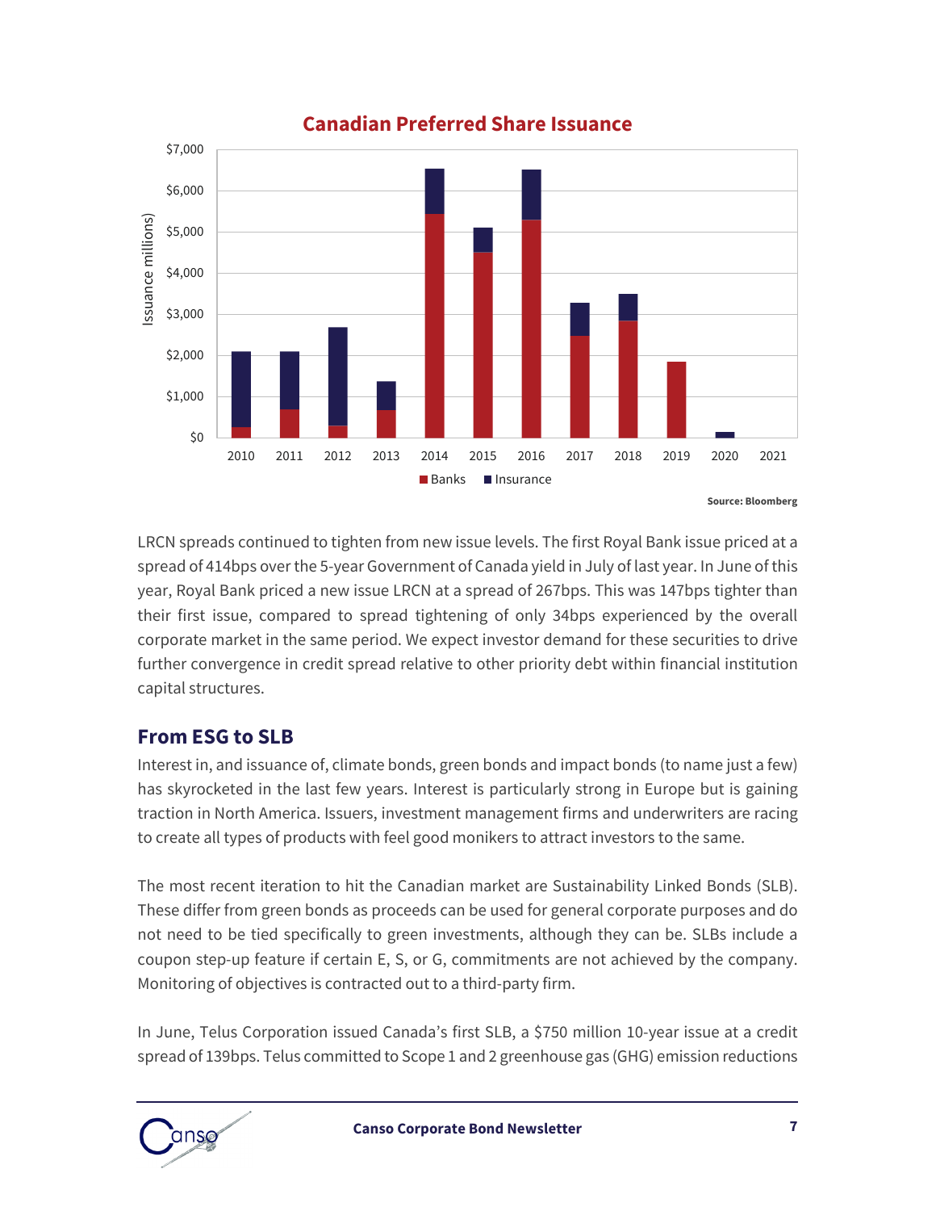**Canadian Preferred Share Issuance**

Source: Bloomberg

LRCN spreads continued to tighten from new issue levels. The first Royal Bank issue priced at a spread of 414bps over the 5-year Government of Canada yield in July of last year. In June of this year, Royal Bank priced a new issue LRCN at a spread of 267bps. This was 147bps tighter than their first issue, compared to spread tightening of only 34bps experienced by the overall corporate market in the same period. We expect investor demand for these securities to drive further convergence in credit spread relative to other priority debt within financial institution capital structures.

## From ESG to SLB

Interest in, and issuance of, climate bonds, green bonds and impact bonds (to name just a few) has skyrocketed in the last few years. Interest is particularly strong in Europe but is gaining traction in North America. Issuers, investment management firms and underwriters are racing to create all types of products with feel good monikers to attract investors to the same.

The most recent iteration to hit the Canadian market are Sustainability Linked Bonds (SLB). These differ from green bonds as proceeds can be used for general corporate purposes and do not need to be tied specifically to green investments, although they can be. SLBs include a coupon step-up feature if certain E, S, or G, commitments are not achieved by the company. Monitoring of objectives is contracted out to a third-party firm.

In June, Telus Corporation issued Canada's first SLB, a $750 million 10-year issue at a credit spread of 139bps. Telus committed to Scope 1 and 2 greenhouse gas (GHG) emission reductions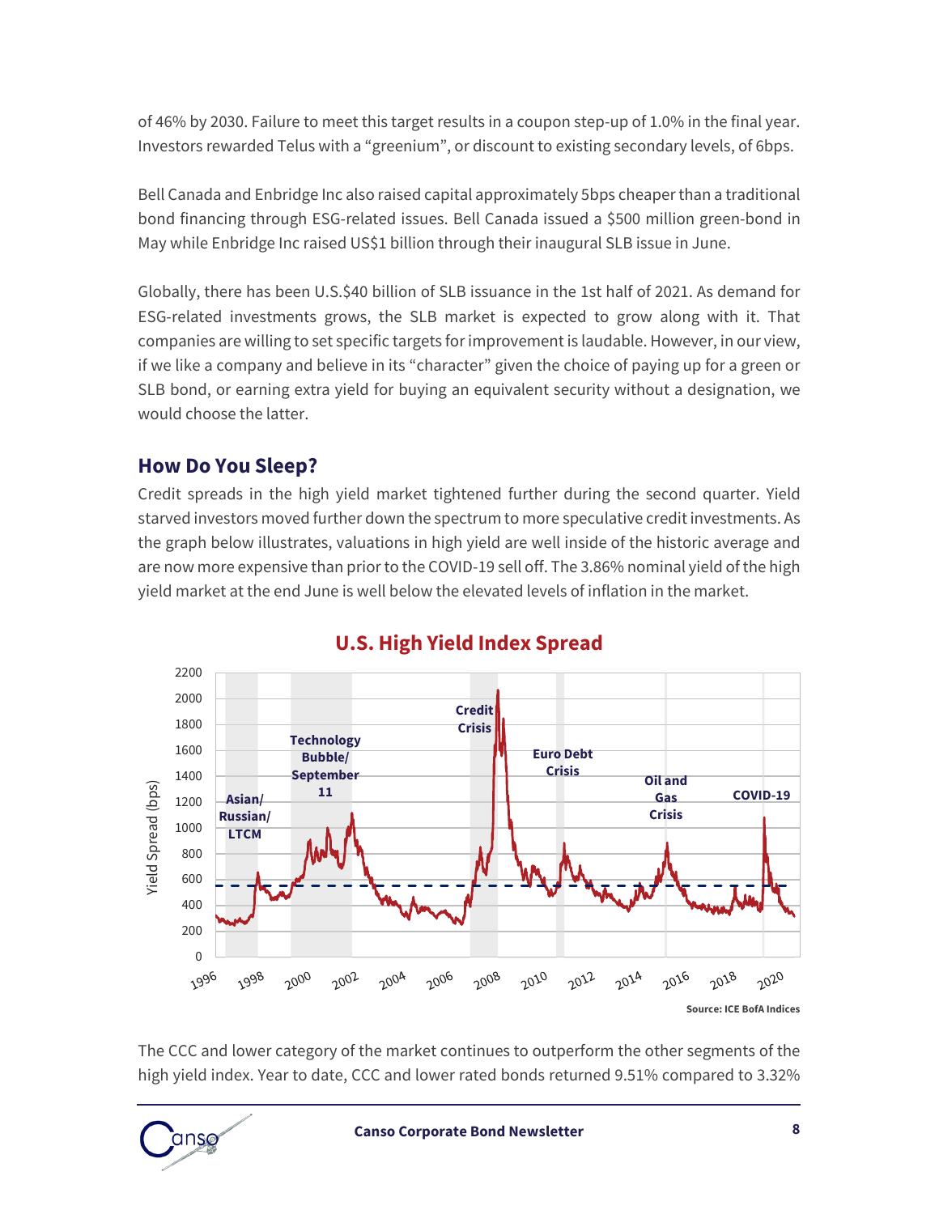of 46% by 2030. Failure to meet this target results in a coupon step-up of 1.0% in the final year. Investors rewarded Telus with a "greenium", or discount to existing secondary levels, of 6bps.

Bell Canada and Enbridge Inc also raised capital approximately 5bps cheaper than a traditional bond financing through ESG-related issues. Bell Canada issued a $500 million green-bond in May while Enbridge Inc raised US$1 billion through their inaugural SLB issue in June.

Globally, there has been U.S.$40 billion of SLB issuance in the 1st half of 2021. As demand for ESG-related investments grows, the SLB market is expected to grow along with it. That companies are willing to set specific targets for improvement is laudable. However, in our view, if we like a company and believe in its "character" given the choice of paying up for a green or SLB bond, or earning extra yield for buying an equivalent security without a designation, we would choose the latter.

## How Do You Sleep?

Credit spreads in the high yield market tightened further during the second quarter. Yield starved investors moved further down the spectrum to more speculative credit investments. As the graph below illustrates, valuations in high yield are well inside of the historic average and are now more expensive than prior to the COVID-19 sell off. The 3.86% nominal yield of the high yield market at the end June is well below the elevated levels of inflation in the market.

**U.S. High Yield Index Spread**

Source: ICE BofA Indices

The CCC and lower category of the market continues to outperform the other segments of the high yield index. Year to date, CCC and lower rated bonds returned 9.51% compared to 3.32%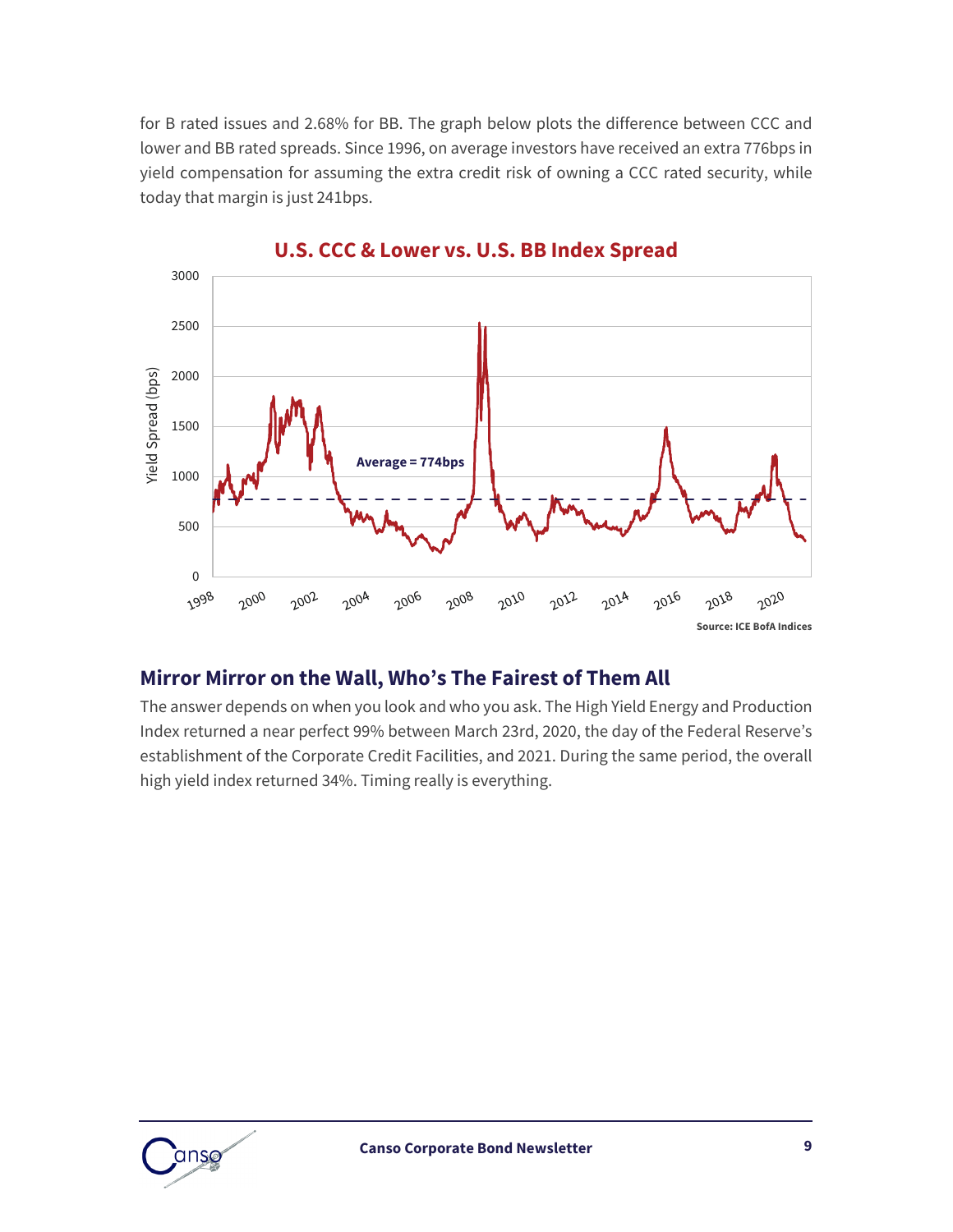for B rated issues and 2.68% for BB. The graph below plots the difference between CCC and lower and BB rated spreads. Since 1996, on average investors have received an extra 776bps in yield compensation for assuming the extra credit risk of owning a CCC rated security, while today that margin is just 241bps.

**U.S. CCC & Lower vs. U.S. BB Index Spread**

Source: ICE BofA Indices

## Mirror Mirror on the Wall, Who's The Fairest of Them All

The answer depends on when you look and who you ask. The High Yield Energy and Production Index returned a near perfect 99% between March 23rd, 2020, the day of the Federal Reserve's establishment of the Corporate Credit Facilities, and 2021. During the same period, the overall high yield index returned 34%. Timing really is everything.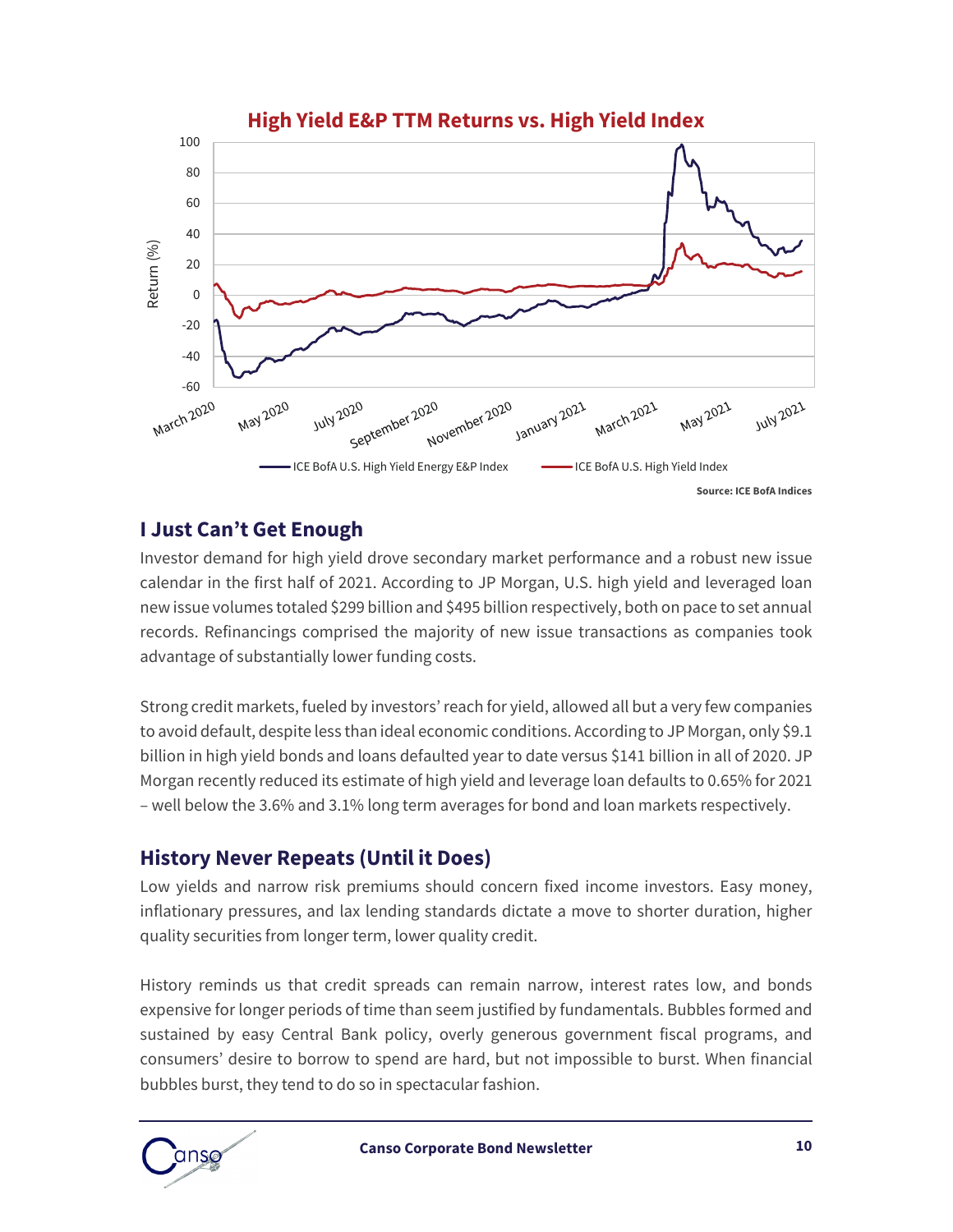**High Yield E&P TTM Returns vs. High Yield Index**

Source: ICE BofA Indices

## I Just Can't Get Enough

Investor demand for high yield drove secondary market performance and a robust new issue calendar in the first half of 2021. According to JP Morgan, U.S. high yield and leveraged loan new issue volumes totaled $299 billion and $495 billion respectively, both on pace to set annual records. Refinancings comprised the majority of new issue transactions as companies took advantage of substantially lower funding costs.

Strong credit markets, fueled by investors' reach for yield, allowed all but a very few companies to avoid default, despite less than ideal economic conditions. According to JP Morgan, only $9.1 billion in high yield bonds and loans defaulted year to date versus $141 billion in all of 2020. JP Morgan recently reduced its estimate of high yield and leverage loan defaults to 0.65% for 2021 – well below the 3.6% and 3.1% long term averages for bond and loan markets respectively.

## History Never Repeats (Until it Does)

Low yields and narrow risk premiums should concern fixed income investors. Easy money, inflationary pressures, and lax lending standards dictate a move to shorter duration, higher quality securities from longer term, lower quality credit.

History reminds us that credit spreads can remain narrow, interest rates low, and bonds expensive for longer periods of time than seem justified by fundamentals. Bubbles formed and sustained by easy Central Bank policy, overly generous government fiscal programs, and consumers' desire to borrow to spend are hard, but not impossible to burst. When financial bubbles burst, they tend to do so in spectacular fashion.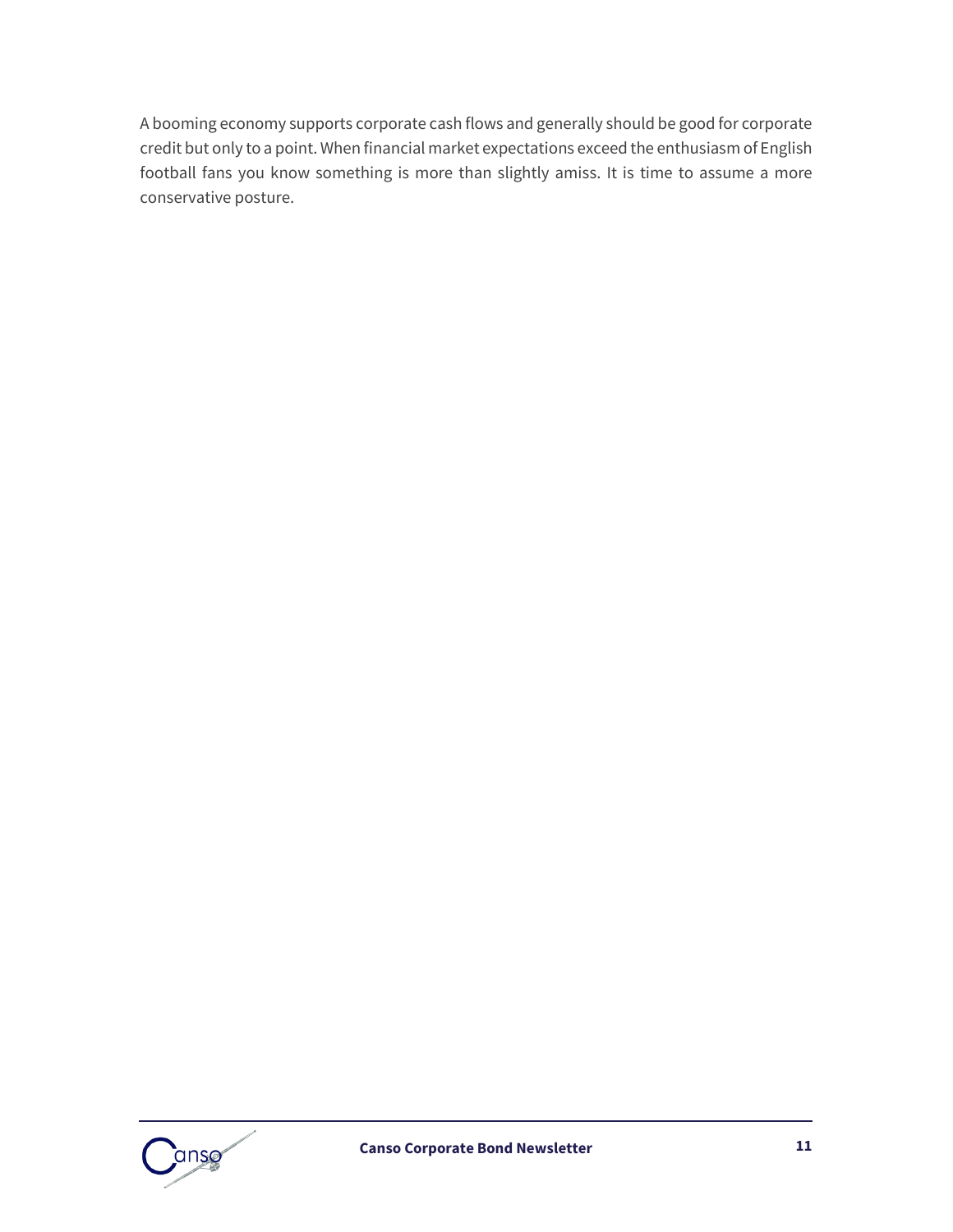A booming economy supports corporate cash flows and generally should be good for corporate credit but only to a point. When financial market expectations exceed the enthusiasm of English football fans you know something is more than slightly amiss. It is time to assume a more conservative posture.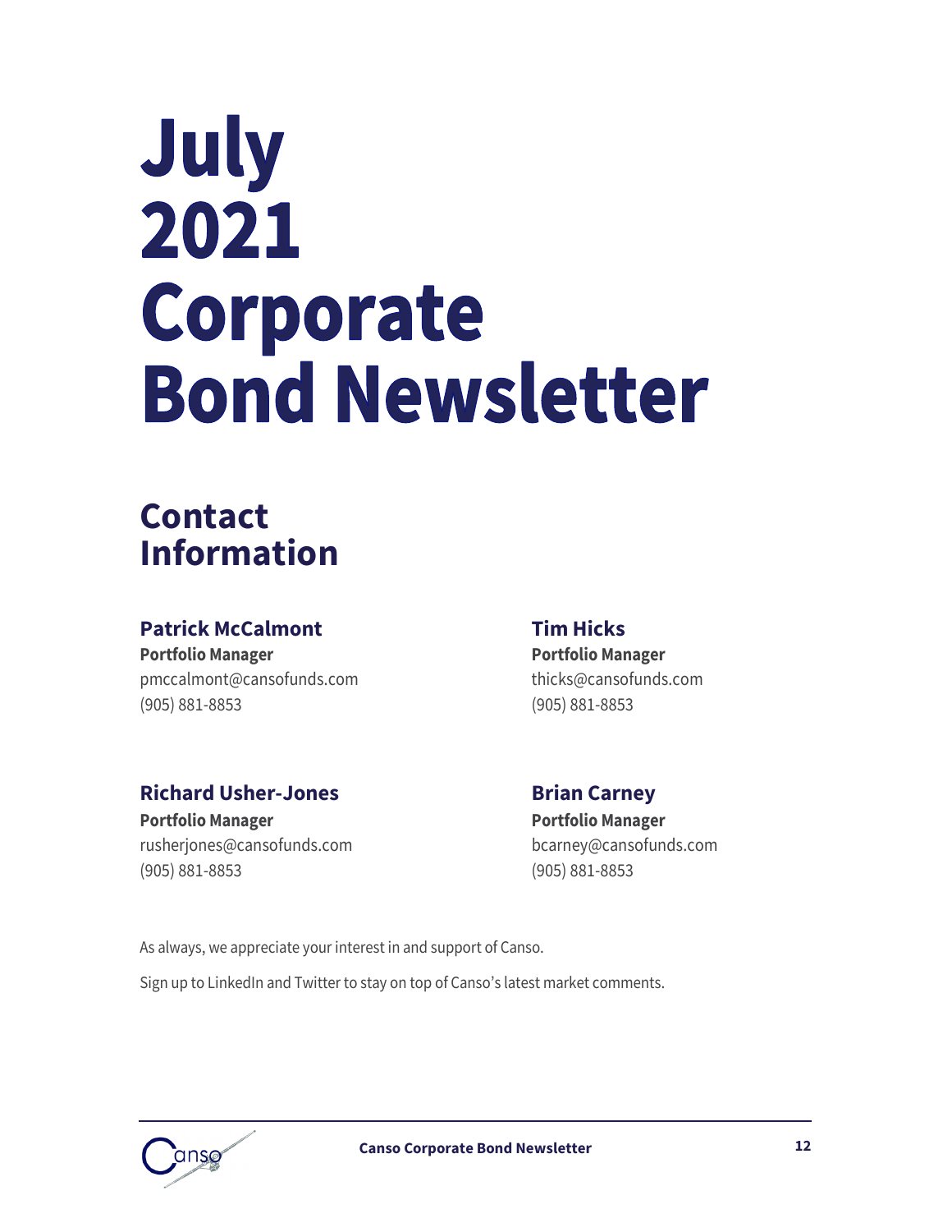# July 2021 Corporate Bond Newsletter

## Contact Information

**Patrick McCalmont**
**Portfolio Manager**
pmccalmont@cansofunds.com
(905) 881-8853

**Tim Hicks**
**Portfolio Manager**
thicks@cansofunds.com
(905) 881-8853

**Richard Usher-Jones**
**Portfolio Manager**
rusherjones@cansofunds.com
(905) 881-8853

**Brian Carney**
**Portfolio Manager**
bcarney@cansofunds.com
(905) 881-8853

As always, we appreciate your interest in and support of Canso.

Sign up to LinkedIn and Twitter to stay on top of Canso's latest market comments.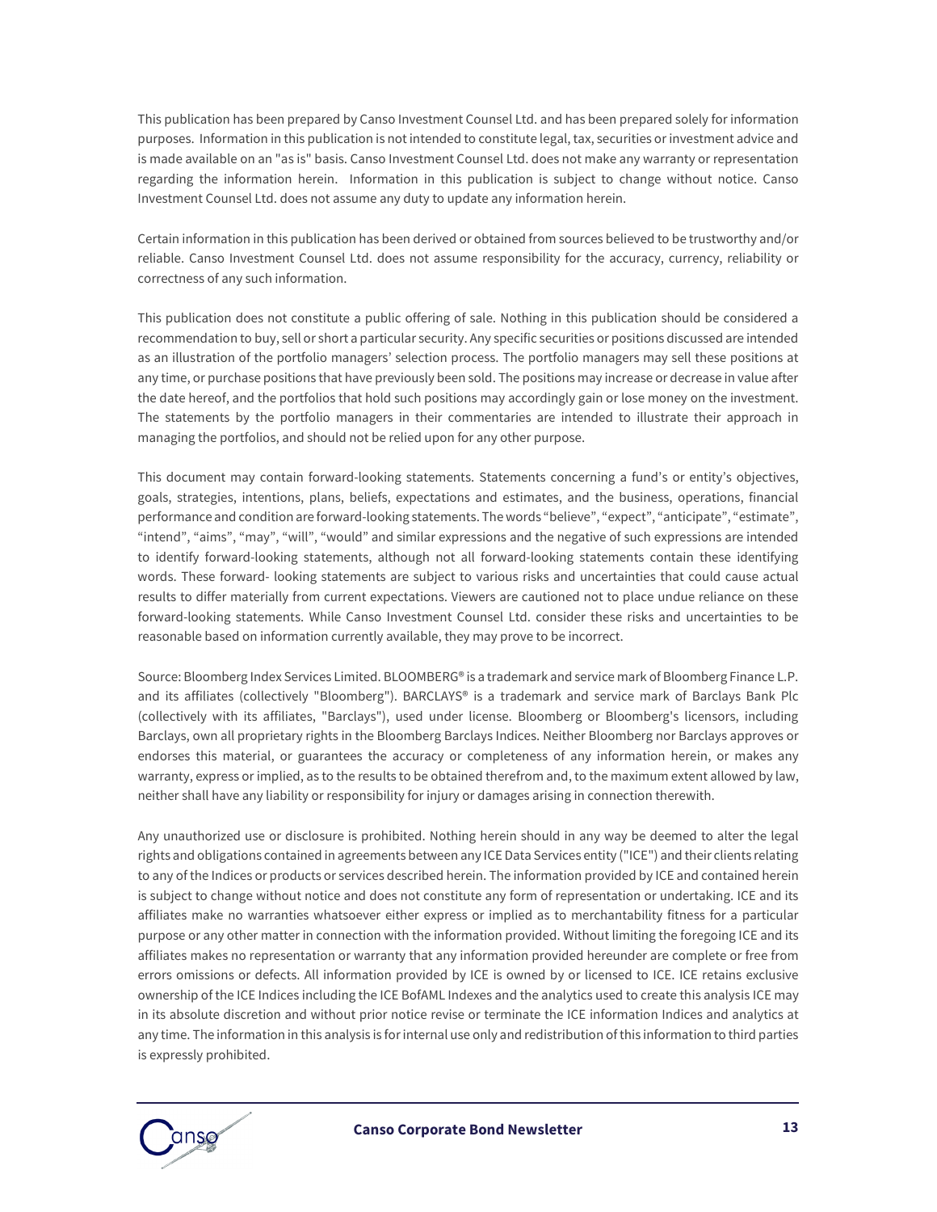This publication has been prepared by Canso Investment Counsel Ltd. and has been prepared solely for information purposes. Information in this publication is not intended to constitute legal, tax, securities or investment advice and is made available on an "as is" basis. Canso Investment Counsel Ltd. does not make any warranty or representation regarding the information herein. Information in this publication is subject to change without notice. Canso Investment Counsel Ltd. does not assume any duty to update any information herein.

Certain information in this publication has been derived or obtained from sources believed to be trustworthy and/or reliable. Canso Investment Counsel Ltd. does not assume responsibility for the accuracy, currency, reliability or correctness of any such information.

This publication does not constitute a public offering of sale. Nothing in this publication should be considered a recommendation to buy, sell or short a particular security. Any specific securities or positions discussed are intended as an illustration of the portfolio managers' selection process. The portfolio managers may sell these positions at any time, or purchase positions that have previously been sold. The positions may increase or decrease in value after the date hereof, and the portfolios that hold such positions may accordingly gain or lose money on the investment. The statements by the portfolio managers in their commentaries are intended to illustrate their approach in managing the portfolios, and should not be relied upon for any other purpose.

This document may contain forward-looking statements. Statements concerning a fund's or entity's objectives, goals, strategies, intentions, plans, beliefs, expectations and estimates, and the business, operations, financial performance and condition are forward-looking statements. The words "believe", "expect", "anticipate", "estimate", "intend", "aims", "may", "will", "would" and similar expressions and the negative of such expressions are intended to identify forward-looking statements, although not all forward-looking statements contain these identifying words. These forward- looking statements are subject to various risks and uncertainties that could cause actual results to differ materially from current expectations. Viewers are cautioned not to place undue reliance on these forward-looking statements. While Canso Investment Counsel Ltd. consider these risks and uncertainties to be reasonable based on information currently available, they may prove to be incorrect.

Source: Bloomberg Index Services Limited. BLOOMBERG® is a trademark and service mark of Bloomberg Finance L.P. and its affiliates (collectively "Bloomberg"). BARCLAYS® is a trademark and service mark of Barclays Bank Plc (collectively with its affiliates, "Barclays"), used under license. Bloomberg or Bloomberg's licensors, including Barclays, own all proprietary rights in the Bloomberg Barclays Indices. Neither Bloomberg nor Barclays approves or endorses this material, or guarantees the accuracy or completeness of any information herein, or makes any warranty, express or implied, as to the results to be obtained therefrom and, to the maximum extent allowed by law, neither shall have any liability or responsibility for injury or damages arising in connection therewith.

Any unauthorized use or disclosure is prohibited. Nothing herein should in any way be deemed to alter the legal rights and obligations contained in agreements between any ICE Data Services entity ("ICE") and their clients relating to any of the Indices or products or services described herein. The information provided by ICE and contained herein is subject to change without notice and does not constitute any form of representation or undertaking. ICE and its affiliates make no warranties whatsoever either express or implied as to merchantability fitness for a particular purpose or any other matter in connection with the information provided. Without limiting the foregoing ICE and its affiliates makes no representation or warranty that any information provided hereunder are complete or free from errors omissions or defects. All information provided by ICE is owned by or licensed to ICE. ICE retains exclusive ownership of the ICE Indices including the ICE BofAML Indexes and the analytics used to create this analysis ICE may in its absolute discretion and without prior notice revise or terminate the ICE information Indices and analytics at any time. The information in this analysis is for internal use only and redistribution of this information to third parties is expressly prohibited.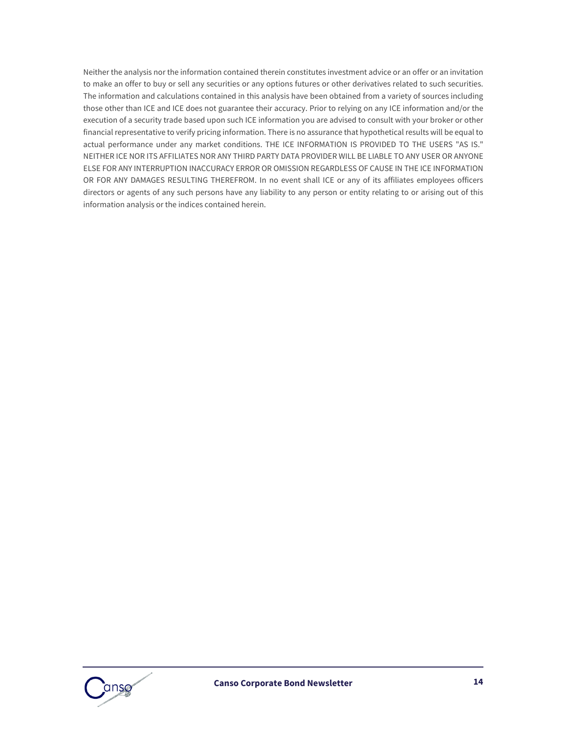Neither the analysis nor the information contained therein constitutes investment advice or an offer or an invitation to make an offer to buy or sell any securities or any options futures or other derivatives related to such securities. The information and calculations contained in this analysis have been obtained from a variety of sources including those other than ICE and ICE does not guarantee their accuracy. Prior to relying on any ICE information and/or the execution of a security trade based upon such ICE information you are advised to consult with your broker or other financial representative to verify pricing information. There is no assurance that hypothetical results will be equal to actual performance under any market conditions. THE ICE INFORMATION IS PROVIDED TO THE USERS "AS IS." NEITHER ICE NOR ITS AFFILIATES NOR ANY THIRD PARTY DATA PROVIDER WILL BE LIABLE TO ANY USER OR ANYONE ELSE FOR ANY INTERRUPTION INACCURACY ERROR OR OMISSION REGARDLESS OF CAUSE IN THE ICE INFORMATION OR FOR ANY DAMAGES RESULTING THEREFROM. In no event shall ICE or any of its affiliates employees officers directors or agents of any such persons have any liability to any person or entity relating to or arising out of this information analysis or the indices contained herein.